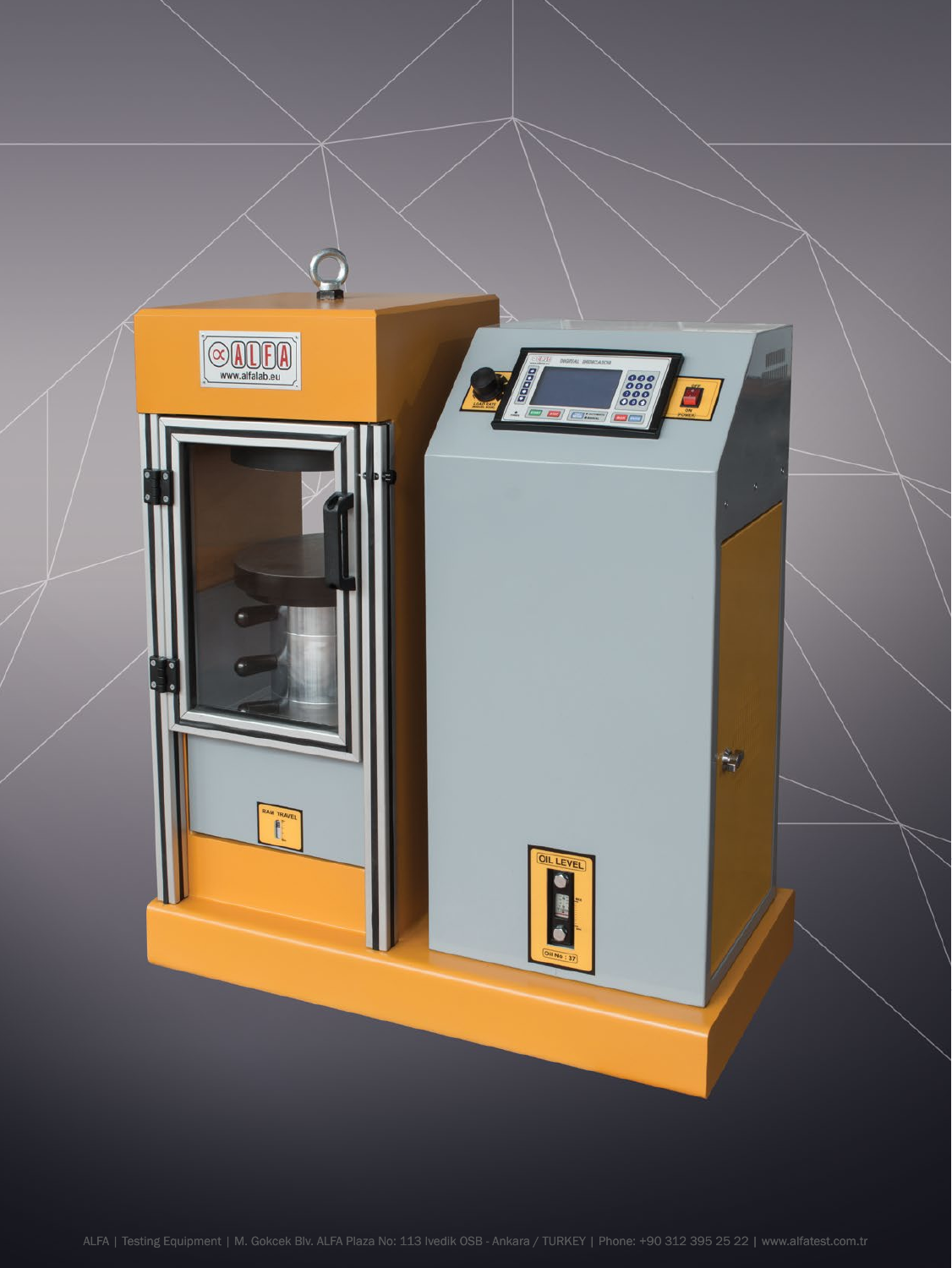ALFA | Testing Equipment | M. Gokcek Blv. ALFA Plaza No: 113 Ivedik OSB - Ankara / TURKEY | Phone: +90 312 395 25 22 | www.alfatest.com.tr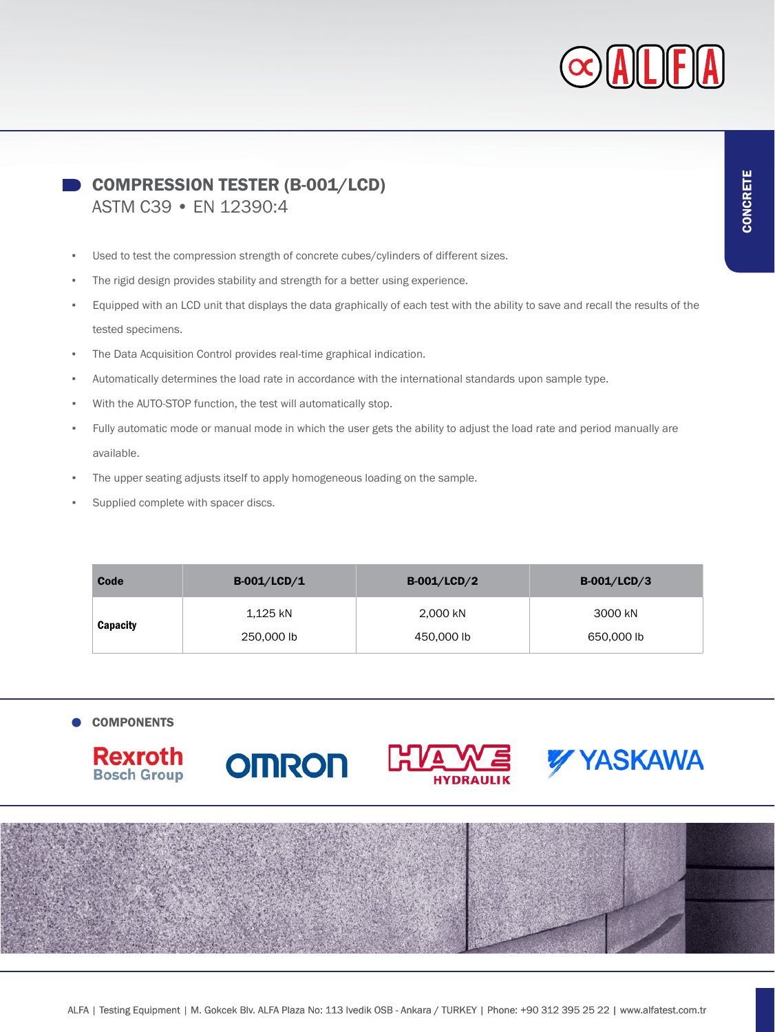## COMPRESSION TESTER (B-001/LCD)

ASTM C39 • EN 12390:4

- Used to test the compression strength of concrete cubes/cylinders of different sizes.
- The rigid design provides stability and strength for a better using experience.
- Equipped with an LCD unit that displays the data graphically of each test with the ability to save and recall the results of the tested specimens.
- The Data Acquisition Control provides real-time graphical indication.
- Automatically determines the load rate in accordance with the international standards upon sample type.
- With the AUTO-STOP function, the test will automatically stop.
- Fully automatic mode or manual mode in which the user gets the ability to adjust the load rate and period manually are available.
- The upper seating adjusts itself to apply homogeneous loading on the sample.
- Supplied complete with spacer discs.

| Code | B-001/LCD/1 | B-001/LCD/2 | B-001/LCD/3 |
| --- | --- | --- | --- |
| **Capacity** | 1,125 kN<br>250,000 lb | 2,000 kN<br>450,000 lb | 3000 kN<br>650,000 lb |

### COMPONENTS

Rexroth Bosch Group | OMRON | HAWE HYDRAULIK | YASKAWA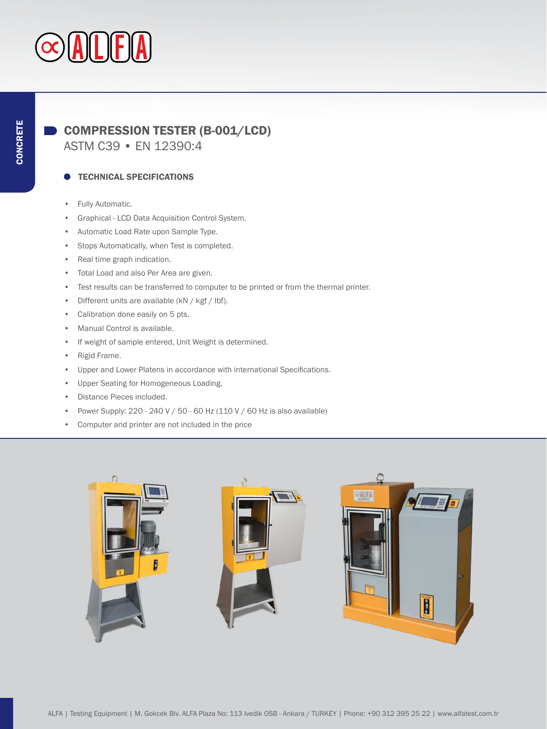# COMPRESSION TESTER (B-001/LCD)

ASTM C39 • EN 12390:4

## TECHNICAL SPECIFICATIONS

- Fully Automatic.
- Graphical - LCD Data Acquisition Control System.
- Automatic Load Rate upon Sample Type.
- Stops Automatically, when Test is completed.
- Real time graph indication.
- Total Load and also Per Area are given.
- Test results can be transferred to computer to be printed or from the thermal printer.
- Different units are available (kN / kgf / lbf).
- Calibration done easily on 5 pts.
- Manual Control is available.
- If weight of sample entered, Unit Weight is determined.
- Rigid Frame.
- Upper and Lower Platens in accordance with international Specifications.
- Upper Seating for Homogeneous Loading.
- Distance Pieces included.
- Power Supply: 220 - 240 V / 50 - 60 Hz (110 V / 60 Hz is also available)
- Computer and printer are not included in the price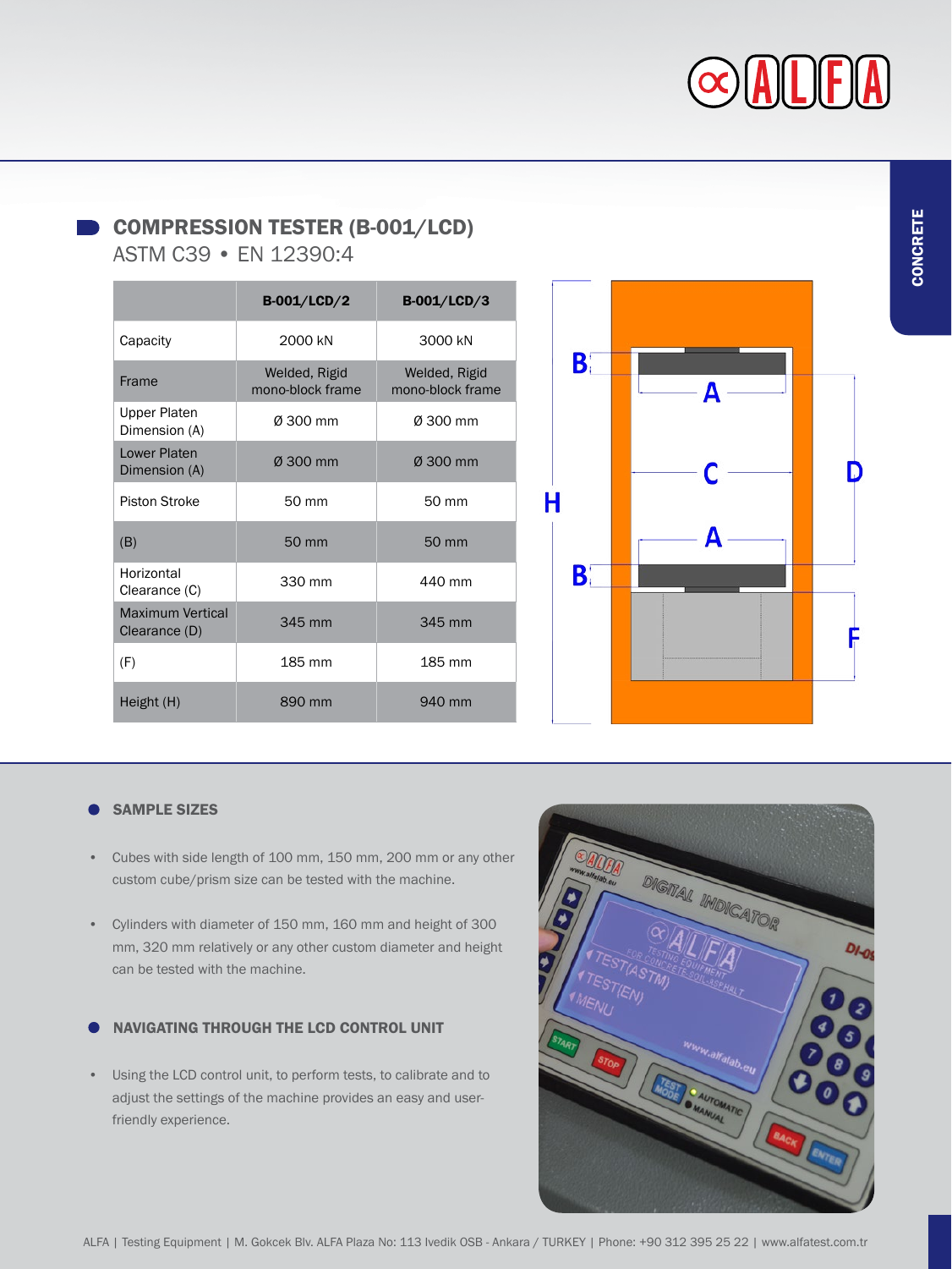## COMPRESSION TESTER (B-001/LCD)

ASTM C39 • EN 12390:4

| | B-001/LCD/2 | B-001/LCD/3 |
|---|---|---|
| Capacity | 2000 kN | 3000 kN |
| Frame | Welded, Rigid mono-block frame | Welded, Rigid mono-block frame |
| Upper Platen Dimension (A) | Ø 300 mm | Ø 300 mm |
| Lower Platen Dimension (A) | Ø 300 mm | Ø 300 mm |
| Piston Stroke | 50 mm | 50 mm |
| (B) | 50 mm | 50 mm |
| Horizontal Clearance (C) | 330 mm | 440 mm |
| Maximum Vertical Clearance (D) | 345 mm | 345 mm |
| (F) | 185 mm | 185 mm |
| Height (H) | 890 mm | 940 mm |

### SAMPLE SIZES

- Cubes with side length of 100 mm, 150 mm, 200 mm or any other custom cube/prism size can be tested with the machine.
- Cylinders with diameter of 150 mm, 160 mm and height of 300 mm, 320 mm relatively or any other custom diameter and height can be tested with the machine.

### NAVIGATING THROUGH THE LCD CONTROL UNIT

- Using the LCD control unit, to perform tests, to calibrate and to adjust the settings of the machine provides an easy and user-friendly experience.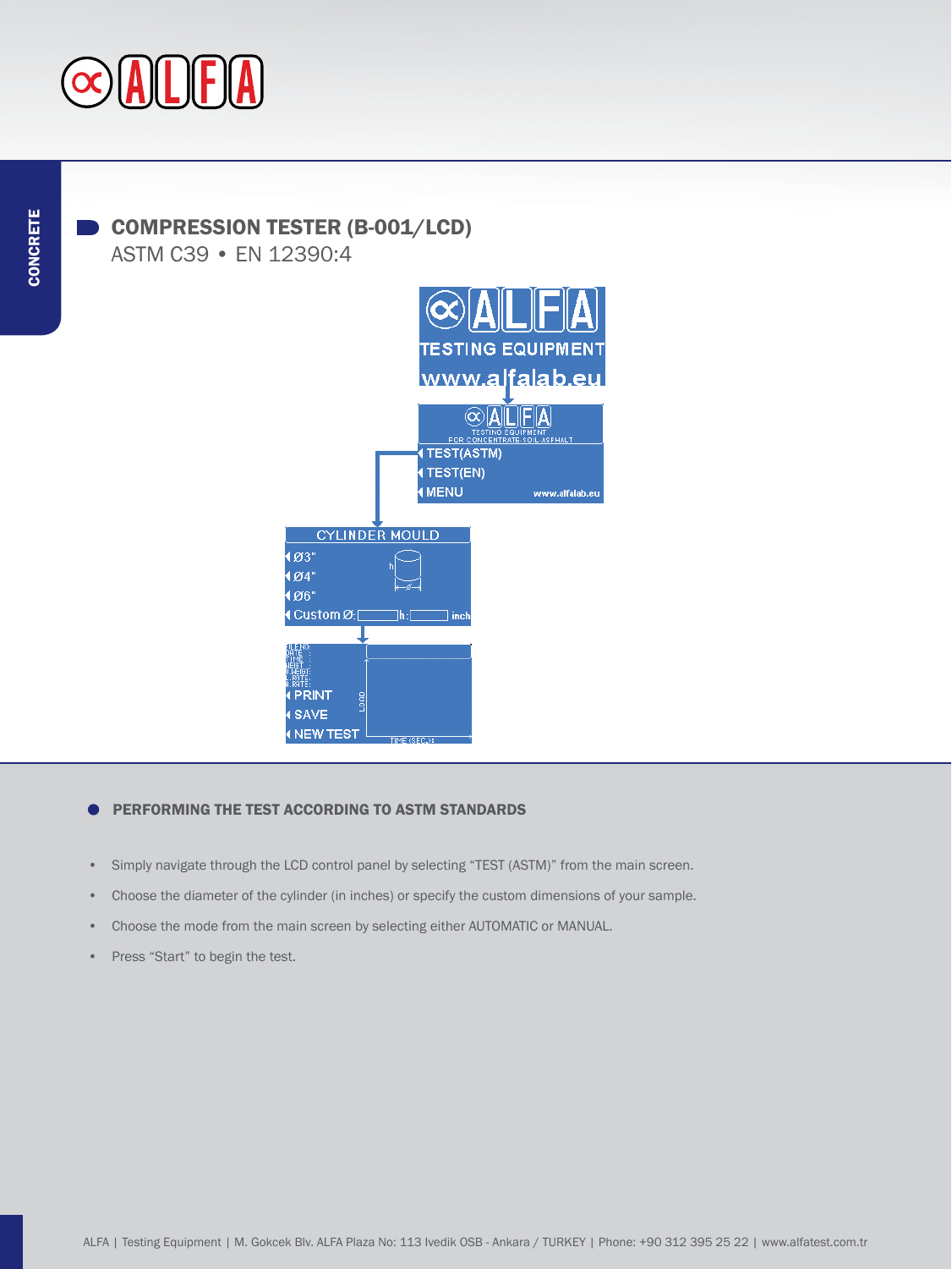## COMPRESSION TESTER (B-001/LCD)

ASTM C39 • EN 12390:4

TESTING EQUIPMENT

www.alfalab.eu

TESTING EQUIPMENT FOR CONCENTRATE.SOIL.ASPHALT

TEST(ASTM)

TEST(EN)

MENU

www.alfalab.eu

CYLINDER MOULD

Ø3"

Ø4"

Ø6"

Custom Ø: h: inch

PRINT

SAVE

NEW TEST

### PERFORMING THE TEST ACCORDING TO ASTM STANDARDS

- Simply navigate through the LCD control panel by selecting "TEST (ASTM)" from the main screen.
- Choose the diameter of the cylinder (in inches) or specify the custom dimensions of your sample.
- Choose the mode from the main screen by selecting either AUTOMATIC or MANUAL.
- Press "Start" to begin the test.

ALFA | Testing Equipment | M. Gokcek Blv. ALFA Plaza No: 113 Ivedik OSB - Ankara / TURKEY | Phone: +90 312 395 25 22 | www.alfatest.com.tr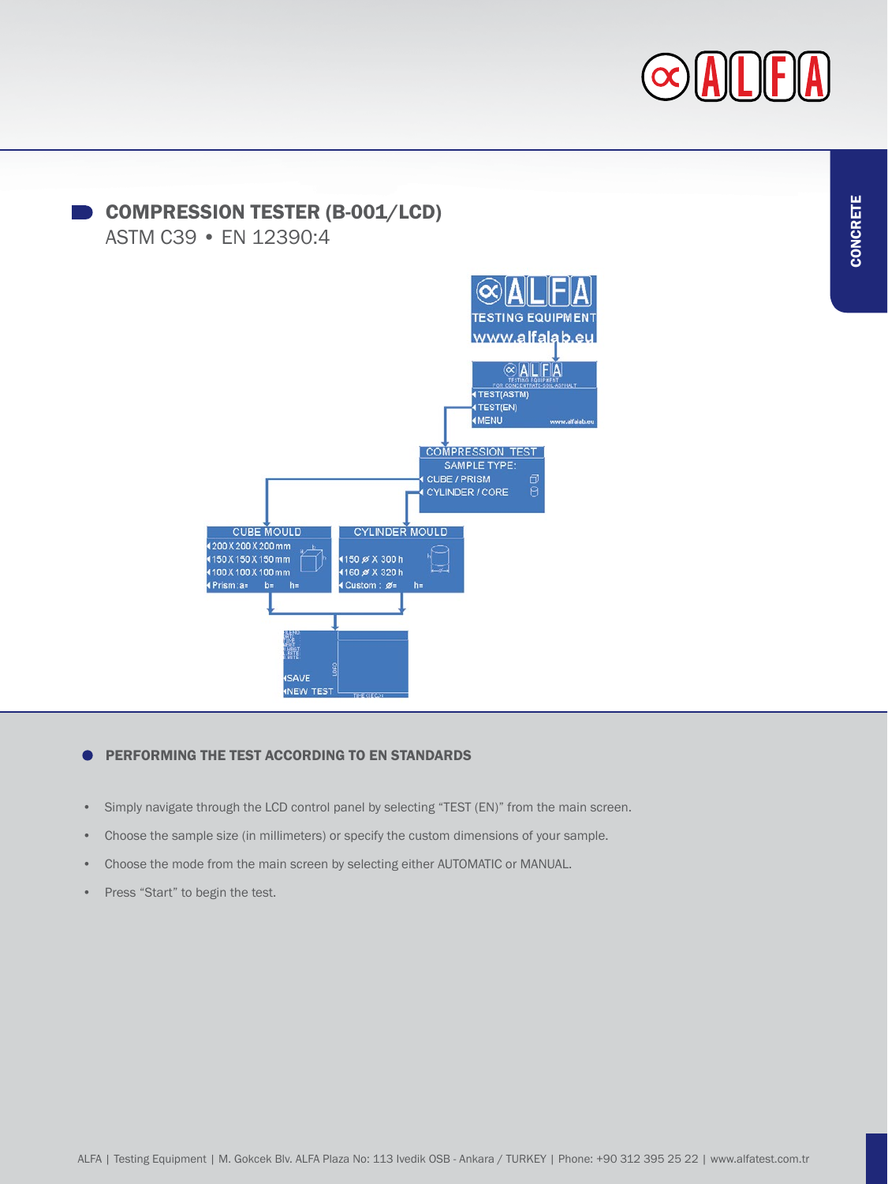## COMPRESSION TESTER (B-001/LCD)

ASTM C39 • EN 12390:4

CONCRETE

### PERFORMING THE TEST ACCORDING TO EN STANDARDS

- Simply navigate through the LCD control panel by selecting “TEST (EN)” from the main screen.
- Choose the sample size (in millimeters) or specify the custom dimensions of your sample.
- Choose the mode from the main screen by selecting either AUTOMATIC or MANUAL.
- Press “Start” to begin the test.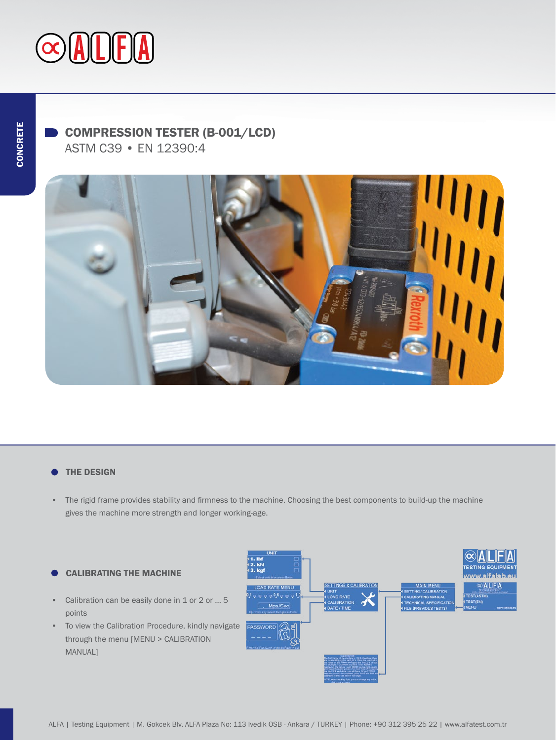CONCRETE

## COMPRESSION TESTER (B-001/LCD)

ASTM C39 • EN 12390:4

### THE DESIGN

- The rigid frame provides stability and firmness to the machine. Choosing the best components to build-up the machine gives the machine more strength and longer working-age.

### CALIBRATING THE MACHINE

- Calibration can be easily done in 1 or 2 or ... 5 points
- To view the Calibration Procedure, kindly navigate through the menu [MENU > CALIBRATION MANUAL]

ALFA | Testing Equipment | M. Gokcek Blv. ALFA Plaza No: 113 Ivedik OSB - Ankara / TURKEY | Phone: +90 312 395 25 22 | www.alfatest.com.tr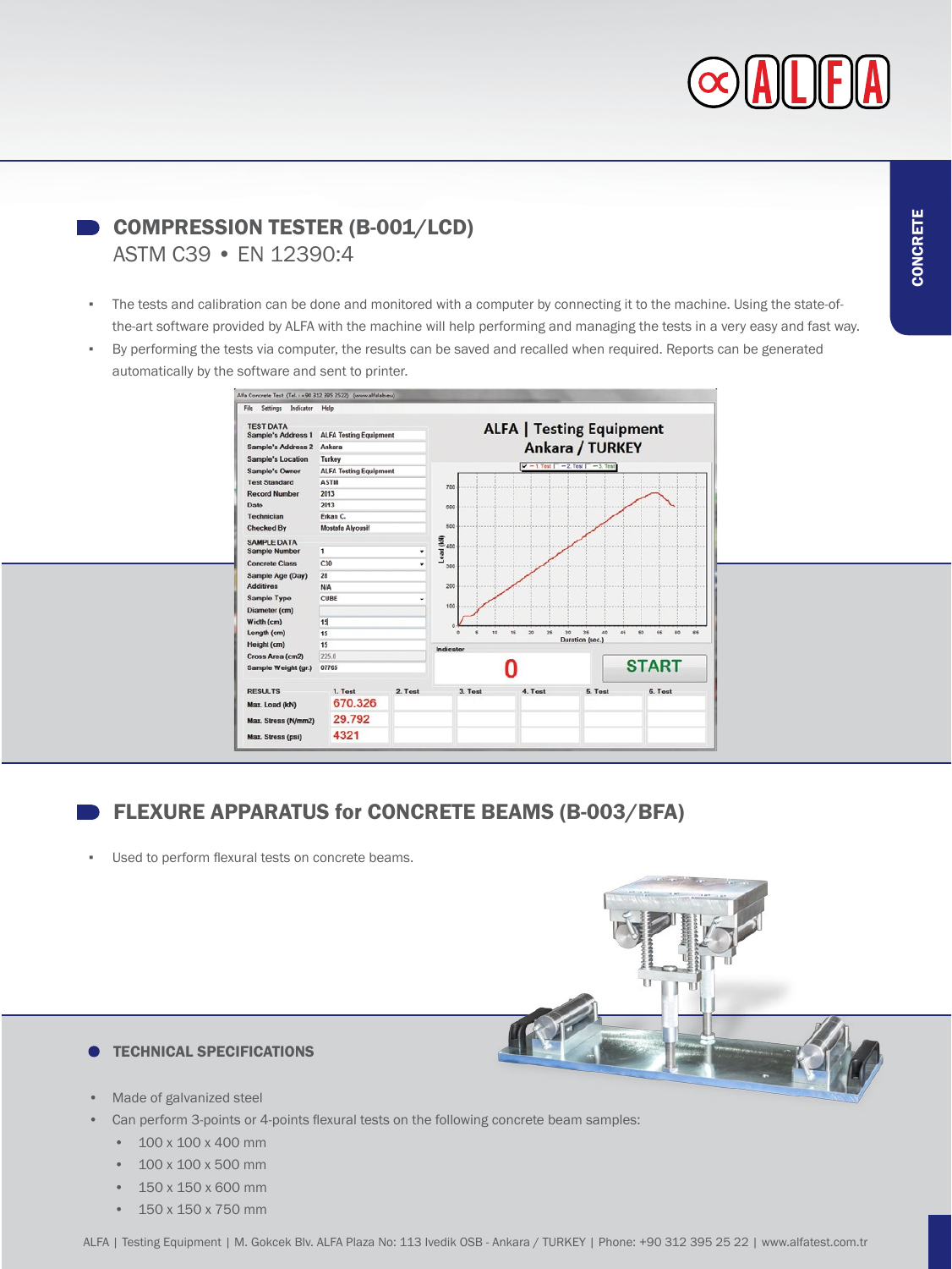## COMPRESSION TESTER (B-001/LCD)

ASTM C39 • EN 12390:4

- The tests and calibration can be done and monitored with a computer by connecting it to the machine. Using the state-of-the-art software provided by ALFA with the machine will help performing and managing the tests in a very easy and fast way.
- By performing the tests via computer, the results can be saved and recalled when required. Reports can be generated automatically by the software and sent to printer.

## FLEXURE APPARATUS for CONCRETE BEAMS (B-003/BFA)

- Used to perform flexural tests on concrete beams.

### TECHNICAL SPECIFICATIONS

- Made of galvanized steel
- Can perform 3-points or 4-points flexural tests on the following concrete beam samples:
  - 100 x 100 x 400 mm
  - 100 x 100 x 500 mm
  - 150 x 150 x 600 mm
  - 150 x 150 x 750 mm

ALFA | Testing Equipment | M. Gokcek Blv. ALFA Plaza No: 113 Ivedik OSB - Ankara / TURKEY | Phone: +90 312 395 25 22 | www.alfatest.com.tr